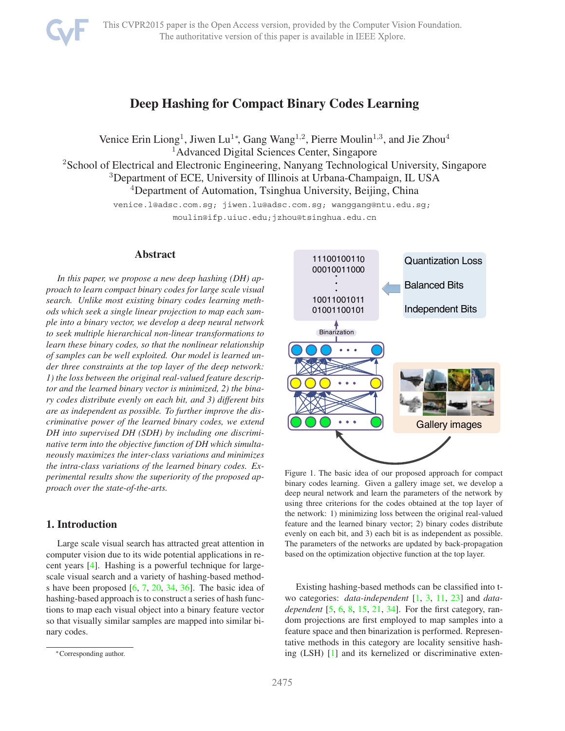# Deep Hashing for Compact Binary Codes Learning

Venice Erin Liong[1], Jiwen Lu[1*], Gang Wang[1,2], Pierre Moulin[1,3], and Jie Zhou[4]

[1]Advanced Digital Sciences Center, Singapore

[2]School of Electrical and Electronic Engineering, Nanyang Technological University, Singapore

[3]Department of ECE, University of Illinois at Urbana-Champaign, IL USA

[4]Department of Automation, Tsinghua University, Beijing, China

venice.l@adsc.com.sg; jiwen.lu@adsc.com.sg; wanggang@ntu.edu.sg; moulin@ifp.uiuc.edu;jzhou@tsinghua.edu.cn

## Abstract

*In this paper, we propose a new deep hashing (DH) approach to learn compact binary codes for large scale visual search. Unlike most existing binary codes learning methods which seek a single linear projection to map each sample into a binary vector, we develop a deep neural network to seek multiple hierarchical non-linear transformations to learn these binary codes, so that the nonlinear relationship of samples can be well exploited. Our model is learned under three constraints at the top layer of the deep network: 1) the loss between the original real-valued feature descriptor and the learned binary vector is minimized, 2) the binary codes distribute evenly on each bit, and 3) different bits are as independent as possible. To further improve the discriminative power of the learned binary codes, we extend DH into supervised DH (SDH) by including one discriminative term into the objective function of DH which simultaneously maximizes the inter-class variations and minimizes the intra-class variations of the learned binary codes. Experimental results show the superiority of the proposed approach over the state-of-the-arts.*

Figure 1. The basic idea of our proposed approach for compact binary codes learning. Given a gallery image set, we develop a deep neural network and learn the parameters of the network by using three criterions for the codes obtained at the top layer of the network: 1) minimizing loss between the original real-valued feature and the learned binary vector; 2) binary codes distribute evenly on each bit, and 3) each bit is as independent as possible. The parameters of the networks are updated by back-propagation based on the optimization objective function at the top layer.

## 1. Introduction

Large scale visual search has attracted great attention in computer vision due to its wide potential applications in recent years [4]. Hashing is a powerful technique for large-scale visual search and a variety of hashing-based methods have been proposed [6, 7, 20, 34, 36]. The basic idea of hashing-based approach is to construct a series of hash functions to map each visual object into a binary feature vector so that visually similar samples are mapped into similar binary codes.

Existing hashing-based methods can be classified into two categories: *data-independent* [1, 3, 11, 23] and *data-dependent* [5, 6, 8, 15, 21, 34]. For the first category, random projections are first employed to map samples into a feature space and then binarization is performed. Representative methods in this category are locality sensitive hashing (LSH) [1] and its kernelized or discriminative exten-

*Corresponding author.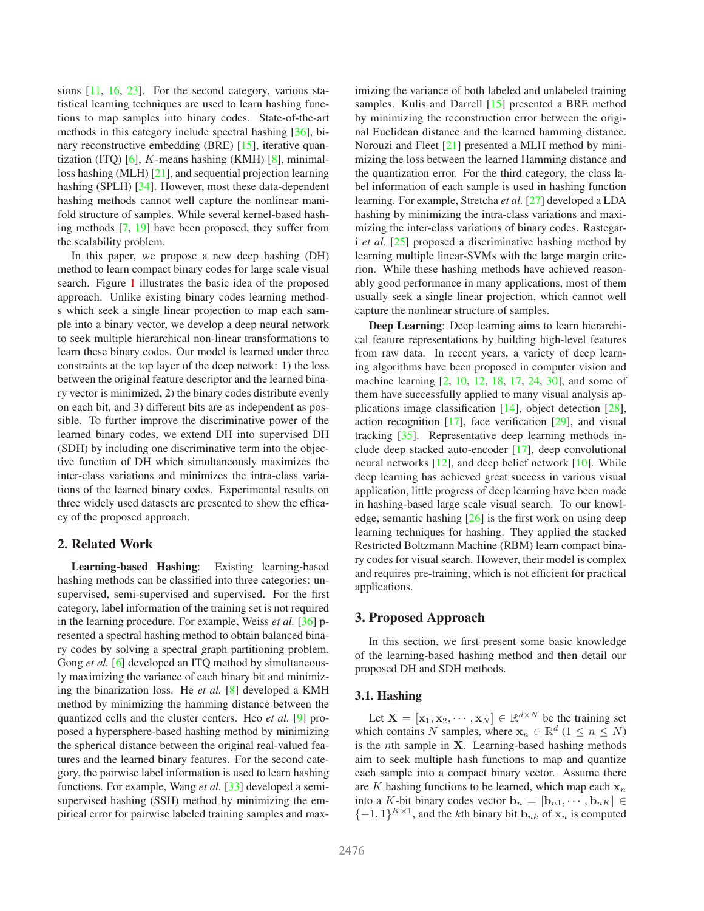sions [11, 16, 23]. For the second category, various statistical learning techniques are used to learn hashing functions to map samples into binary codes. State-of-the-art methods in this category include spectral hashing [36], binary reconstructive embedding (BRE) [15], iterative quantization (ITQ) [6], $K$-means hashing (KMH) [8], minimal-loss hashing (MLH) [21], and sequential projection learning hashing (SPLH) [34]. However, most these data-dependent hashing methods cannot well capture the nonlinear manifold structure of samples. While several kernel-based hashing methods [7, 19] have been proposed, they suffer from the scalability problem.

In this paper, we propose a new deep hashing (DH) method to learn compact binary codes for large scale visual search. Figure 1 illustrates the basic idea of the proposed approach. Unlike existing binary codes learning methods which seek a single linear projection to map each sample into a binary vector, we develop a deep neural network to seek multiple hierarchical non-linear transformations to learn these binary codes. Our model is learned under three constraints at the top layer of the deep network: 1) the loss between the original feature descriptor and the learned binary vector is minimized, 2) the binary codes distribute evenly on each bit, and 3) different bits are as independent as possible. To further improve the discriminative power of the learned binary codes, we extend DH into supervised DH (SDH) by including one discriminative term into the objective function of DH which simultaneously maximizes the inter-class variations and minimizes the intra-class variations of the learned binary codes. Experimental results on three widely used datasets are presented to show the efficacy of the proposed approach.

## 2. Related Work

**Learning-based Hashing**: Existing learning-based hashing methods can be classified into three categories: unsupervised, semi-supervised and supervised. For the first category, label information of the training set is not required in the learning procedure. For example, Weiss *et al.* [36] presented a spectral hashing method to obtain balanced binary codes by solving a spectral graph partitioning problem. Gong *et al.* [6] developed an ITQ method by simultaneously maximizing the variance of each binary bit and minimizing the binarization loss. He *et al.* [8] developed a KMH method by minimizing the hamming distance between the quantized cells and the cluster centers. Heo *et al.* [9] proposed a hypersphere-based hashing method by minimizing the spherical distance between the original real-valued features and the learned binary features. For the second category, the pairwise label information is used to learn hashing functions. For example, Wang *et al.* [33] developed a semi-supervised hashing (SSH) method by minimizing the empirical error for pairwise labeled training samples and maximizing the variance of both labeled and unlabeled training samples. Kulis and Darrell [15] presented a BRE method by minimizing the reconstruction error between the original Euclidean distance and the learned hamming distance. Norouzi and Fleet [21] presented a MLH method by minimizing the loss between the learned Hamming distance and the quantization error. For the third category, the class label information of each sample is used in hashing function learning. For example, Stretcha *et al.* [27] developed a LDA hashing by minimizing the intra-class variations and maximizing the inter-class variations of binary codes. Rastegari *et al.* [25] proposed a discriminative hashing method by learning multiple linear-SVMs with the large margin criterion. While these hashing methods have achieved reasonably good performance in many applications, most of them usually seek a single linear projection, which cannot well capture the nonlinear structure of samples.

**Deep Learning**: Deep learning aims to learn hierarchical feature representations by building high-level features from raw data. In recent years, a variety of deep learning algorithms have been proposed in computer vision and machine learning [2, 10, 12, 18, 17, 24, 30], and some of them have successfully applied to many visual analysis applications image classification [14], object detection [28], action recognition [17], face verification [29], and visual tracking [35]. Representative deep learning methods include deep stacked auto-encoder [17], deep convolutional neural networks [12], and deep belief network [10]. While deep learning has achieved great success in various visual application, little progress of deep learning have been made in hashing-based large scale visual search. To our knowledge, semantic hashing [26] is the first work on using deep learning techniques for hashing. They applied the stacked Restricted Boltzmann Machine (RBM) learn compact binary codes for visual search. However, their model is complex and requires pre-training, which is not efficient for practical applications.

## 3. Proposed Approach

In this section, we first present some basic knowledge of the learning-based hashing method and then detail our proposed DH and SDH methods.

### 3.1. Hashing

Let $\mathbf{X} = [\mathbf{x}_1, \mathbf{x}_2, \cdots, \mathbf{x}_N] \in \mathbb{R}^{d \times N}$ be the training set which contains $N$ samples, where $\mathbf{x}_n \in \mathbb{R}^d$ $(1 \leq n \leq N)$ is the $n$th sample in $\mathbf{X}$. Learning-based hashing methods aim to seek multiple hash functions to map and quantize each sample into a compact binary vector. Assume there are $K$ hashing functions to be learned, which map each $\mathbf{x}_n$ into a $K$-bit binary codes vector $\mathbf{b}_n = [\mathbf{b}_{n1}, \cdots, \mathbf{b}_{nK}] \in \{-1, 1\}^{K \times 1}$, and the $k$th binary bit $\mathbf{b}_{nk}$ of $\mathbf{x}_n$ is computed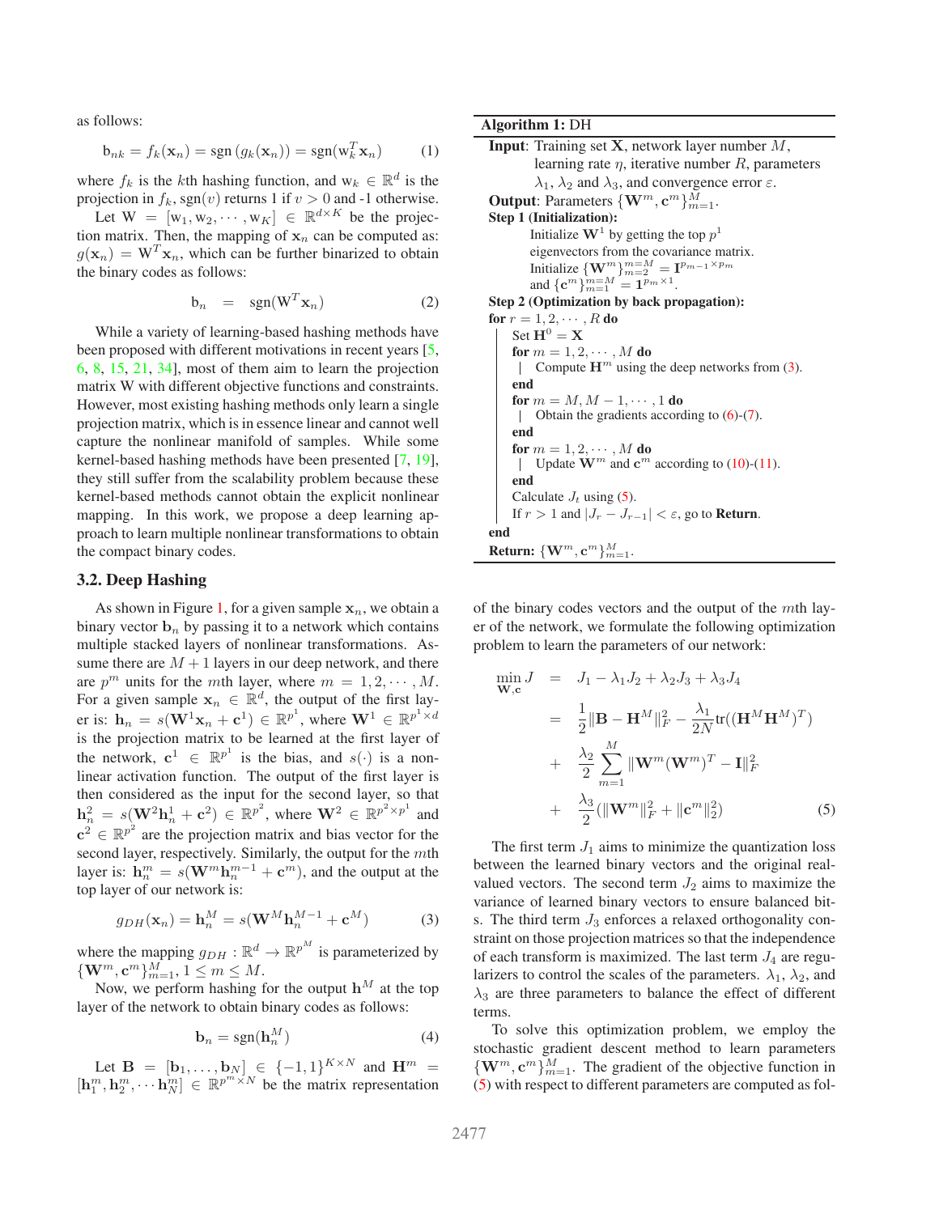as follows:

$$\mathrm{b}_{nk} = f_k(\mathbf{x}_n) = \mathrm{sgn}\left(g_k(\mathbf{x}_n)\right) = \mathrm{sgn}(\mathrm{w}_k^T \mathbf{x}_n) \tag{1}$$

where $f_k$ is the $k$th hashing function, and $\mathrm{w}_k \in \mathbb{R}^d$ is the projection in $f_k$, $\mathrm{sgn}(v)$ returns 1 if $v > 0$ and -1 otherwise.

Let $\mathrm{W} = [\mathrm{w}_1, \mathrm{w}_2, \cdots, \mathrm{w}_K] \in \mathbb{R}^{d \times K}$ be the projection matrix. Then, the mapping of $\mathbf{x}_n$ can be computed as: $g(\mathbf{x}_n) = \mathrm{W}^T \mathbf{x}_n$, which can be further binarized to obtain the binary codes as follows:

$$\mathrm{b}_n = \mathrm{sgn}(\mathrm{W}^T \mathbf{x}_n) \tag{2}$$

While a variety of learning-based hashing methods have been proposed with different motivations in recent years [5, 6, 8, 15, 21, 34], most of them aim to learn the projection matrix W with different objective functions and constraints. However, most existing hashing methods only learn a single projection matrix, which is in essence linear and cannot well capture the nonlinear manifold of samples. While some kernel-based hashing methods have been presented [7, 19], they still suffer from the scalability problem because these kernel-based methods cannot obtain the explicit nonlinear mapping. In this work, we propose a deep learning approach to learn multiple nonlinear transformations to obtain the compact binary codes.

### 3.2. Deep Hashing

As shown in Figure 1, for a given sample $\mathbf{x}_n$, we obtain a binary vector $\mathbf{b}_n$ by passing it to a network which contains multiple stacked layers of nonlinear transformations. Assume there are $M+1$ layers in our deep network, and there are $p^m$ units for the $m$th layer, where $m = 1, 2, \cdots, M$. For a given sample $\mathbf{x}_n \in \mathbb{R}^d$, the output of the first layer is: $\mathbf{h}_n = s(\mathbf{W}^1 \mathbf{x}_n + \mathbf{c}^1) \in \mathbb{R}^{p^1}$, where $\mathbf{W}^1 \in \mathbb{R}^{p^1 \times d}$ is the projection matrix to be learned at the first layer of the network, $\mathbf{c}^1 \in \mathbb{R}^{p^1}$ is the bias, and $s(\cdot)$ is a nonlinear activation function. The output of the first layer is then considered as the input for the second layer, so that $\mathbf{h}_n^2 = s(\mathbf{W}^2 \mathbf{h}_n^1 + \mathbf{c}^2) \in \mathbb{R}^{p^2}$, where $\mathbf{W}^2 \in \mathbb{R}^{p^2 \times p^1}$ and $\mathbf{c}^2 \in \mathbb{R}^{p^2}$ are the projection matrix and bias vector for the second layer, respectively. Similarly, the output for the $m$th layer is: $\mathbf{h}_n^m = s(\mathbf{W}^m \mathbf{h}_n^{m-1} + \mathbf{c}^m)$, and the output at the top layer of our network is:

$$g_{DH}(\mathbf{x}_n) = \mathbf{h}_n^M = s(\mathbf{W}^M \mathbf{h}_n^{M-1} + \mathbf{c}^M) \tag{3}$$

where the mapping $g_{DH} : \mathbb{R}^d \to \mathbb{R}^{p^M}$ is parameterized by $\{\mathbf{W}^m, \mathbf{c}^m\}_{m=1}^M, 1 \leq m \leq M$.

Now, we perform hashing for the output $\mathbf{h}^M$ at the top layer of the network to obtain binary codes as follows:

$$\mathbf{b}_n = \mathrm{sgn}(\mathbf{h}_n^M) \tag{4}$$

Let $\mathbf{B} = [\mathbf{b}_1, \ldots, \mathbf{b}_N] \in \{-1, 1\}^{K \times N}$ and $\mathbf{H}^m = [\mathbf{h}_1^m, \mathbf{h}_2^m, \cdots \mathbf{h}_N^m] \in \mathbb{R}^{p^m \times N}$ be the matrix representation of the binary codes vectors and the output of the $m$th layer of the network, we formulate the following optimization problem to learn the parameters of our network:

$$\begin{aligned}
\min_{\mathbf{W}, \mathbf{c}} J &= J_1 - \lambda_1 J_2 + \lambda_2 J_3 + \lambda_3 J_4 \\
&= \frac{1}{2}\|\mathbf{B} - \mathbf{H}^M\|_F^2 - \frac{\lambda_1}{2N}\mathrm{tr}((\mathbf{H}^M \mathbf{H}^M)^T) \\
&+ \frac{\lambda_2}{2}\sum_{m=1}^{M}\|\mathbf{W}^m(\mathbf{W}^m)^T - \mathbf{I}\|_F^2 \\
&+ \frac{\lambda_3}{2}(\|\mathbf{W}^m\|_F^2 + \|\mathbf{c}^m\|_2^2)
\end{aligned} \tag{5}$$

The first term $J_1$ aims to minimize the quantization loss between the learned binary vectors and the original real-valued vectors. The second term $J_2$ aims to maximize the variance of learned binary vectors to ensure balanced bits. The third term $J_3$ enforces a relaxed orthogonality constraint on those projection matrices so that the independence of each transform is maximized. The last term $J_4$ are regularizers to control the scales of the parameters. $\lambda_1$, $\lambda_2$, and $\lambda_3$ are three parameters to balance the effect of different terms.

To solve this optimization problem, we employ the stochastic gradient descent method to learn parameters $\{\mathbf{W}^m, \mathbf{c}^m\}_{m=1}^M$. The gradient of the objective function in (5) with respect to different parameters are computed as fol-

---

**Algorithm 1:** DH

**Input**: Training set $\mathbf{X}$, network layer number $M$, learning rate $\eta$, iterative number $R$, parameters $\lambda_1$, $\lambda_2$ and $\lambda_3$, and convergence error $\varepsilon$.

**Output**: Parameters $\{\mathbf{W}^m, \mathbf{c}^m\}_{m=1}^M$.

**Step 1 (Initialization):**

Initialize $\mathbf{W}^1$ by getting the top $p^1$ eigenvectors from the covariance matrix.
Initialize $\{\mathbf{W}^m\}_{m=2}^{m=M} = \mathbf{I}^{p_{m-1} \times p_m}$ and $\{\mathbf{c}^m\}_{m=1}^{m=M} = \mathbf{1}^{p_m \times 1}$.

**Step 2 (Optimization by back propagation):**

```
for r = 1, 2, ..., R do
    Set H^0 = X
    for m = 1, 2, ..., M do
        Compute H^m using the deep networks from (3).
    end
    for m = M, M-1, ..., 1 do
        Obtain the gradients according to (6)-(7).
    end
    for m = 1, 2, ..., M do
        Update W^m and c^m according to (10)-(11).
    end
    Calculate J_t using (5).
    If r > 1 and |J_r - J_{r-1}| < ε, go to Return.
end
```

**Return:** $\{\mathbf{W}^m, \mathbf{c}^m\}_{m=1}^M$.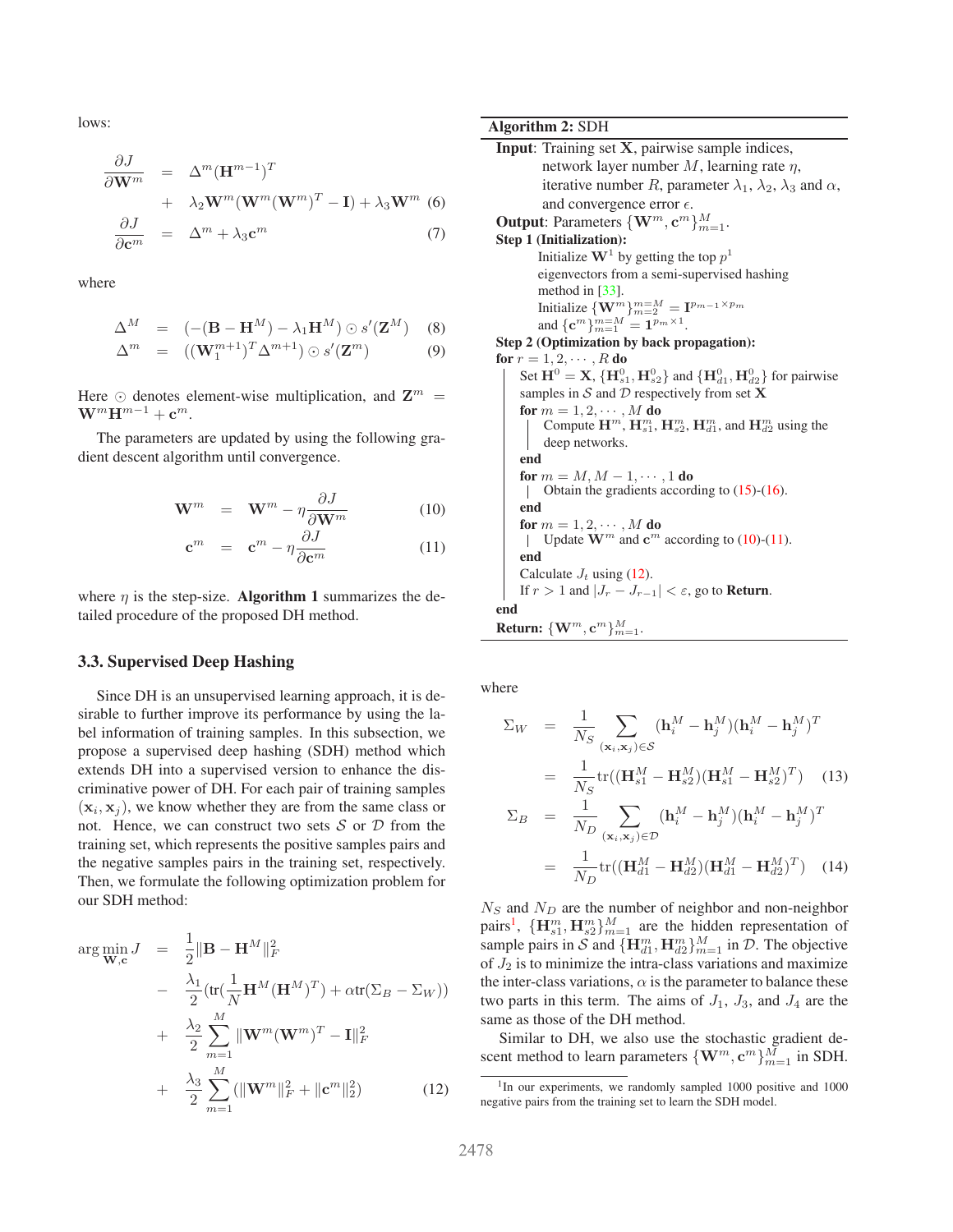lows:

$$
\begin{aligned}
\frac{\partial J}{\partial \mathbf{W}^m} &= \Delta^m (\mathbf{H}^{m-1})^T \\
&+ \lambda_2 \mathbf{W}^m (\mathbf{W}^m (\mathbf{W}^m)^T - \mathbf{I}) + \lambda_3 \mathbf{W}^m \quad (6)
\end{aligned}
$$

$$
\frac{\partial J}{\partial \mathbf{c}^m} = \Delta^m + \lambda_3 \mathbf{c}^m \quad (7)
$$

where

$$
\Delta^M = (-(\mathbf{B} - \mathbf{H}^M) - \lambda_1 \mathbf{H}^M) \odot s'(\mathbf{Z}^M) \quad (8)
$$

$$
\Delta^m = ((\mathbf{W}_1^{m+1})^T \Delta^{m+1}) \odot s'(\mathbf{Z}^m) \quad (9)
$$

Here $\odot$ denotes element-wise multiplication, and $\mathbf{Z}^m = \mathbf{W}^m \mathbf{H}^{m-1} + \mathbf{c}^m$.

The parameters are updated by using the following gradient descent algorithm until convergence.

$$
\mathbf{W}^m = \mathbf{W}^m - \eta \frac{\partial J}{\partial \mathbf{W}^m} \quad (10)
$$

$$
\mathbf{c}^m = \mathbf{c}^m - \eta \frac{\partial J}{\partial \mathbf{c}^m} \quad (11)
$$

where $\eta$ is the step-size. **Algorithm 1** summarizes the detailed procedure of the proposed DH method.

### 3.3. Supervised Deep Hashing

Since DH is an unsupervised learning approach, it is desirable to further improve its performance by using the label information of training samples. In this subsection, we propose a supervised deep hashing (SDH) method which extends DH into a supervised version to enhance the discriminative power of DH. For each pair of training samples $(\mathbf{x}_i, \mathbf{x}_j)$, we know whether they are from the same class or not. Hence, we can construct two sets $\mathcal{S}$ or $\mathcal{D}$ from the training set, which represents the positive samples pairs and the negative samples pairs in the training set, respectively. Then, we formulate the following optimization problem for our SDH method:

$$
\begin{aligned}
\arg\min_{\mathbf{W},\mathbf{c}} J &= \frac{1}{2}\|\mathbf{B} - \mathbf{H}^M\|_F^2 \\
&- \frac{\lambda_1}{2}(\mathrm{tr}(\frac{1}{N}\mathbf{H}^M(\mathbf{H}^M)^T) + \alpha \mathrm{tr}(\Sigma_B - \Sigma_W)) \\
&+ \frac{\lambda_2}{2}\sum_{m=1}^{M}\|\mathbf{W}^m(\mathbf{W}^m)^T - \mathbf{I}\|_F^2 \\
&+ \frac{\lambda_3}{2}\sum_{m=1}^{M}(\|\mathbf{W}^m\|_F^2 + \|\mathbf{c}^m\|_2^2) \quad (12)
\end{aligned}
$$

**Algorithm 2:** SDH

**Input**: Training set $\mathbf{X}$, pairwise sample indices, network layer number $M$, learning rate $\eta$, iterative number $R$, parameter $\lambda_1$, $\lambda_2$, $\lambda_3$ and $\alpha$, and convergence error $\epsilon$.

**Output**: Parameters $\{\mathbf{W}^m, \mathbf{c}^m\}_{m=1}^M$.

**Step 1 (Initialization):**

Initialize $\mathbf{W}^1$ by getting the top $p^1$ eigenvectors from a semi-supervised hashing method in [33].

Initialize $\{\mathbf{W}^m\}_{m=2}^{m=M} = \mathbf{I}^{p_{m-1} \times p_m}$ and $\{\mathbf{c}^m\}_{m=1}^{m=M} = \mathbf{1}^{p_m \times 1}$.

**Step 2 (Optimization by back propagation):**

```
for r = 1, 2, ..., R do
    Set H^0 = X, {H^0_s1, H^0_s2} and {H^0_d1, H^0_d2} for pairwise
    samples in S and D respectively from set X
    for m = 1, 2, ..., M do
        Compute H^m, H^m_s1, H^m_s2, H^m_d1, and H^m_d2 using the
        deep networks.
    end
    for m = M, M-1, ..., 1 do
        Obtain the gradients according to (15)-(16).
    end
    for m = 1, 2, ..., M do
        Update W^m and c^m according to (10)-(11).
    end
    Calculate J_t using (12).
    If r > 1 and |J_r - J_{r-1}| < ε, go to Return.
end
```

**Return:** $\{\mathbf{W}^m, \mathbf{c}^m\}_{m=1}^M$.

where

$$
\begin{aligned}
\Sigma_W &= \frac{1}{N_S}\sum_{(\mathbf{x}_i,\mathbf{x}_j)\in\mathcal{S}}(\mathbf{h}_i^M - \mathbf{h}_j^M)(\mathbf{h}_i^M - \mathbf{h}_j^M)^T \\
&= \frac{1}{N_S}\mathrm{tr}((\mathbf{H}_{s1}^M - \mathbf{H}_{s2}^M)(\mathbf{H}_{s1}^M - \mathbf{H}_{s2}^M)^T) \quad (13)
\end{aligned}
$$

$$
\begin{aligned}
\Sigma_B &= \frac{1}{N_D}\sum_{(\mathbf{x}_i,\mathbf{x}_j)\in\mathcal{D}}(\mathbf{h}_i^M - \mathbf{h}_j^M)(\mathbf{h}_i^M - \mathbf{h}_j^M)^T \\
&= \frac{1}{N_D}\mathrm{tr}((\mathbf{H}_{d1}^M - \mathbf{H}_{d2}^M)(\mathbf{H}_{d1}^M - \mathbf{H}_{d2}^M)^T) \quad (14)
\end{aligned}
$$

$N_S$ and $N_D$ are the number of neighbor and non-neighbor pairs[1], $\{\mathbf{H}_{s1}^m, \mathbf{H}_{s2}^m\}_{m=1}^M$ are the hidden representation of sample pairs in $\mathcal{S}$ and $\{\mathbf{H}_{d1}^m, \mathbf{H}_{d2}^m\}_{m=1}^M$ in $\mathcal{D}$. The objective of $J_2$ is to minimize the intra-class variations and maximize the inter-class variations, $\alpha$ is the parameter to balance these two parts in this term. The aims of $J_1$, $J_3$, and $J_4$ are the same as those of the DH method.

Similar to DH, we also use the stochastic gradient descent method to learn parameters $\{\mathbf{W}^m, \mathbf{c}^m\}_{m=1}^M$ in SDH.

[1] In our experiments, we randomly sampled 1000 positive and 1000 negative pairs from the training set to learn the SDH model.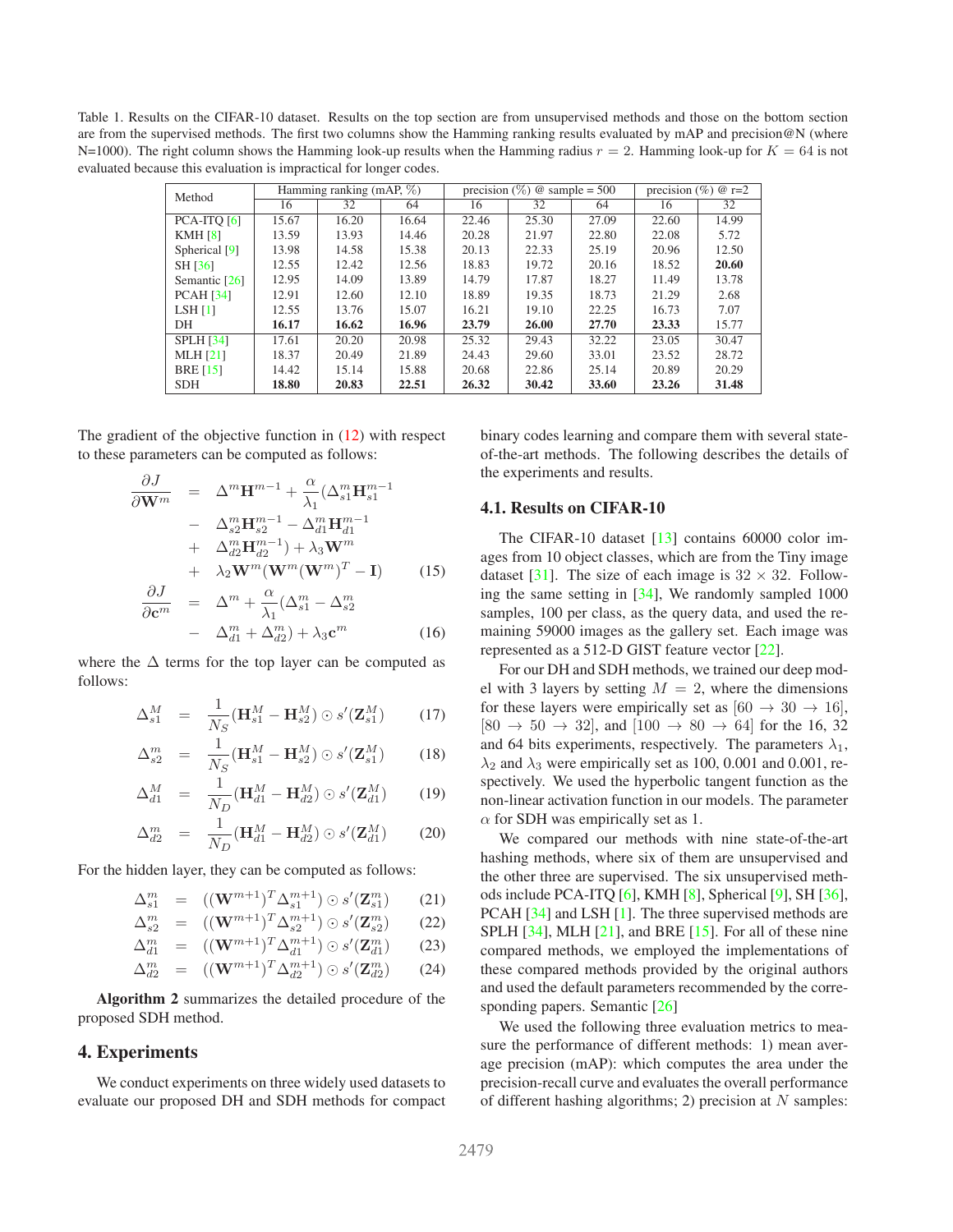Table 1. Results on the CIFAR-10 dataset. Results on the top section are from unsupervised methods and those on the bottom section are from the supervised methods. The first two columns show the Hamming ranking results evaluated by mAP and precision@N (where N=1000). The right column shows the Hamming look-up results when the Hamming radius $r = 2$. Hamming look-up for $K = 64$ is not evaluated because this evaluation is impractical for longer codes.

| Method | Hamming ranking (mAP, %) | | | precision (%) @ sample = 500 | | | precision (%) @ r=2 | |
|---|---|---|---|---|---|---|---|---|
| | 16 | 32 | 64 | 16 | 32 | 64 | 16 | 32 |
| PCA-ITQ [6] | 15.67 | 16.20 | 16.64 | 22.46 | 25.30 | 27.09 | 22.60 | 14.99 |
| KMH [8] | 13.59 | 13.93 | 14.46 | 20.28 | 21.97 | 22.80 | 22.08 | 5.72 |
| Spherical [9] | 13.98 | 14.58 | 15.38 | 20.13 | 22.33 | 25.19 | 20.96 | 12.50 |
| SH [36] | 12.55 | 12.42 | 12.56 | 18.83 | 19.72 | 20.16 | 18.52 | **20.60** |
| Semantic [26] | 12.95 | 14.09 | 13.89 | 14.79 | 17.87 | 18.27 | 11.49 | 13.78 |
| PCAH [34] | 12.91 | 12.60 | 12.10 | 18.89 | 19.35 | 18.73 | 21.29 | 2.68 |
| LSH [1] | 12.55 | 13.76 | 15.07 | 16.21 | 19.10 | 22.25 | 16.73 | 7.07 |
| DH | **16.17** | **16.62** | **16.96** | **23.79** | **26.00** | **27.70** | **23.33** | 15.77 |
| SPLH [34] | 17.61 | 20.20 | 20.98 | 25.32 | 29.43 | 32.22 | 23.05 | 30.47 |
| MLH [21] | 18.37 | 20.49 | 21.89 | 24.43 | 29.60 | 33.01 | 23.52 | 28.72 |
| BRE [15] | 14.42 | 15.14 | 15.88 | 20.68 | 22.86 | 25.14 | 20.89 | 20.29 |
| SDH | **18.80** | **20.83** | **22.51** | **26.32** | **30.42** | **33.60** | **23.26** | **31.48** |

The gradient of the objective function in (12) with respect to these parameters can be computed as follows:

$$
\begin{aligned}
\frac{\partial J}{\partial \mathbf{W}^m} &= \Delta^m \mathbf{H}^{m-1} + \frac{\alpha}{\lambda_1}(\Delta_{s1}^m \mathbf{H}_{s1}^{m-1} \\
&- \Delta_{s2}^m \mathbf{H}_{s2}^{m-1} - \Delta_{d1}^m \mathbf{H}_{d1}^{m-1} \\
&+ \Delta_{d2}^m \mathbf{H}_{d2}^{m-1}) + \lambda_3 \mathbf{W}^m \\
&+ \lambda_2 \mathbf{W}^m (\mathbf{W}^m (\mathbf{W}^m)^T - \mathbf{I}) \qquad (15)
\end{aligned}
$$

$$
\begin{aligned}
\frac{\partial J}{\partial \mathbf{c}^m} &= \Delta^m + \frac{\alpha}{\lambda_1}(\Delta_{s1}^m - \Delta_{s2}^m \\
&- \Delta_{d1}^m + \Delta_{d2}^m) + \lambda_3 \mathbf{c}^m \qquad (16)
\end{aligned}
$$

where the $\Delta$ terms for the top layer can be computed as follows:

$$\Delta_{s1}^M = \frac{1}{N_S}(\mathbf{H}_{s1}^M - \mathbf{H}_{s2}^M) \odot s'(\mathbf{Z}_{s1}^M) \qquad (17)$$

$$\Delta_{s2}^m = \frac{1}{N_S}(\mathbf{H}_{s1}^M - \mathbf{H}_{s2}^M) \odot s'(\mathbf{Z}_{s1}^M) \qquad (18)$$

$$\Delta_{d1}^M = \frac{1}{N_D}(\mathbf{H}_{d1}^M - \mathbf{H}_{d2}^M) \odot s'(\mathbf{Z}_{d1}^M) \qquad (19)$$

$$\Delta_{d2}^m = \frac{1}{N_D}(\mathbf{H}_{d1}^M - \mathbf{H}_{d2}^M) \odot s'(\mathbf{Z}_{d1}^M) \qquad (20)$$

For the hidden layer, they can be computed as follows:

$$\Delta_{s1}^m = ((\mathbf{W}^{m+1})^T \Delta_{s1}^{m+1}) \odot s'(\mathbf{Z}_{s1}^m) \qquad (21)$$

$$\Delta_{s2}^m = ((\mathbf{W}^{m+1})^T \Delta_{s2}^{m+1}) \odot s'(\mathbf{Z}_{s2}^m) \qquad (22)$$

$$\Delta_{d1}^m = ((\mathbf{W}^{m+1})^T \Delta_{d1}^{m+1}) \odot s'(\mathbf{Z}_{d1}^m) \qquad (23)$$

$$\Delta_{d2}^m = ((\mathbf{W}^{m+1})^T \Delta_{d2}^{m+1}) \odot s'(\mathbf{Z}_{d2}^m) \qquad (24)$$

**Algorithm 2** summarizes the detailed procedure of the proposed SDH method.

# 4. Experiments

We conduct experiments on three widely used datasets to evaluate our proposed DH and SDH methods for compact binary codes learning and compare them with several state-of-the-art methods. The following describes the details of the experiments and results.

## 4.1. Results on CIFAR-10

The CIFAR-10 dataset [13] contains 60000 color images from 10 object classes, which are from the Tiny image dataset [31]. The size of each image is $32 \times 32$. Following the same setting in [34], We randomly sampled 1000 samples, 100 per class, as the query data, and used the remaining 59000 images as the gallery set. Each image was represented as a 512-D GIST feature vector [22].

For our DH and SDH methods, we trained our deep model with 3 layers by setting $M = 2$, where the dimensions for these layers were empirically set as $[60 \rightarrow 30 \rightarrow 16]$, $[80 \rightarrow 50 \rightarrow 32]$, and $[100 \rightarrow 80 \rightarrow 64]$ for the 16, 32 and 64 bits experiments, respectively. The parameters $\lambda_1$, $\lambda_2$ and $\lambda_3$ were empirically set as 100, 0.001 and 0.001, respectively. We used the hyperbolic tangent function as the non-linear activation function in our models. The parameter $\alpha$ for SDH was empirically set as 1.

We compared our methods with nine state-of-the-art hashing methods, where six of them are unsupervised and the other three are supervised. The six unsupervised methods include PCA-ITQ [6], KMH [8], Spherical [9], SH [36], PCAH [34] and LSH [1]. The three supervised methods are SPLH [34], MLH [21], and BRE [15]. For all of these nine compared methods, we employed the implementations of these compared methods provided by the original authors and used the default parameters recommended by the corresponding papers. Semantic [26]

We used the following three evaluation metrics to measure the performance of different methods: 1) mean average precision (mAP): which computes the area under the precision-recall curve and evaluates the overall performance of different hashing algorithms; 2) precision at $N$ samples: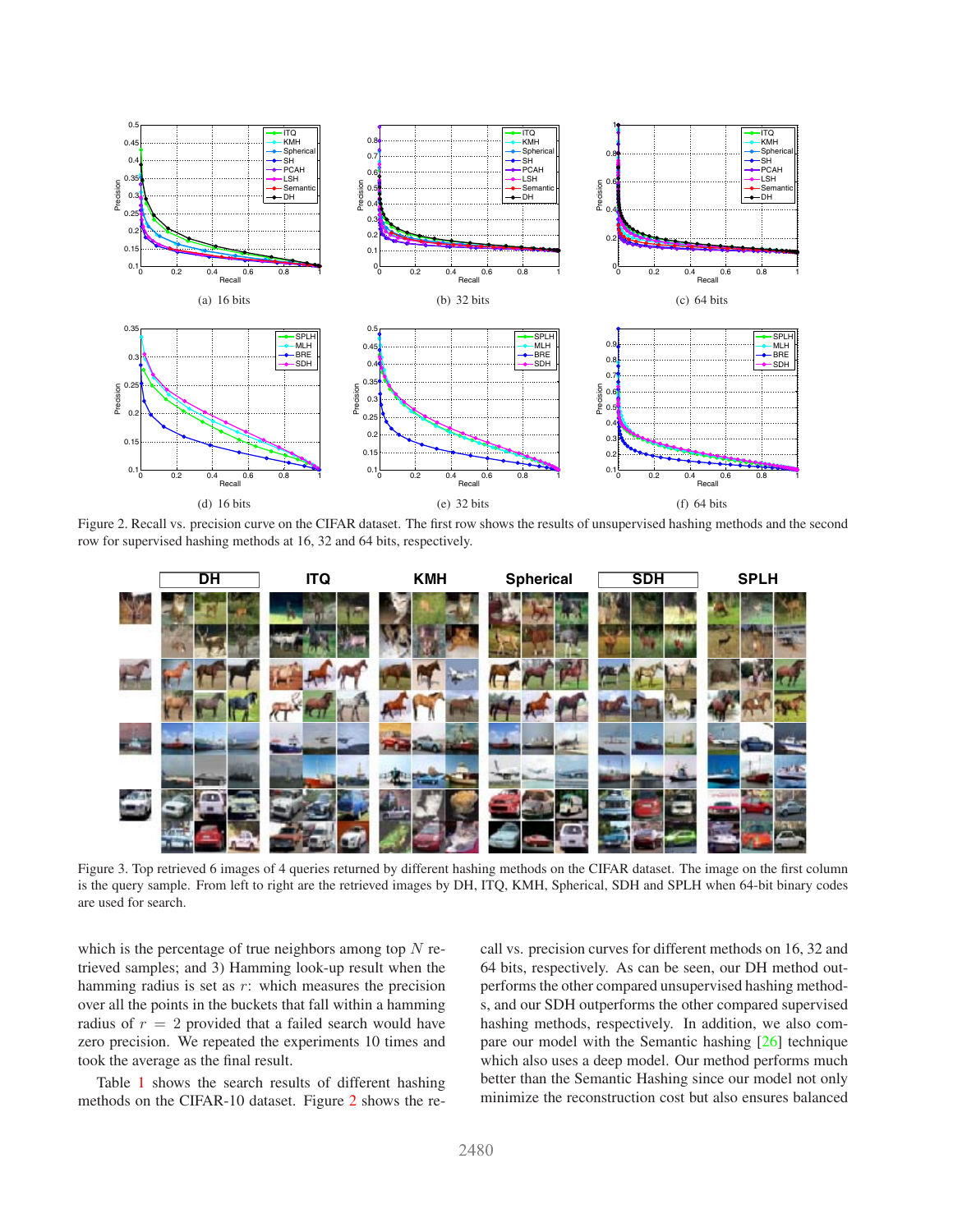(a) 16 bits

(b) 32 bits

(c) 64 bits

(d) 16 bits

(e) 32 bits

(f) 64 bits

Figure 2. Recall vs. precision curve on the CIFAR dataset. The first row shows the results of unsupervised hashing methods and the second row for supervised hashing methods at 16, 32 and 64 bits, respectively.

Figure 3. Top retrieved 6 images of 4 queries returned by different hashing methods on the CIFAR dataset. The image on the first column is the query sample. From left to right are the retrieved images by DH, ITQ, KMH, Spherical, SDH and SPLH when 64-bit binary codes are used for search.

which is the percentage of true neighbors among top $N$ retrieved samples; and 3) Hamming look-up result when the hamming radius is set as $r$: which measures the precision over all the points in the buckets that fall within a hamming radius of $r = 2$ provided that a failed search would have zero precision. We repeated the experiments 10 times and took the average as the final result.

Table 1 shows the search results of different hashing methods on the CIFAR-10 dataset. Figure 2 shows the recall vs. precision curves for different methods on 16, 32 and 64 bits, respectively. As can be seen, our DH method outperforms the other compared unsupervised hashing methods, and our SDH outperforms the other compared supervised hashing methods, respectively. In addition, we also compare our model with the Semantic hashing [26] technique which also uses a deep model. Our method performs much better than the Semantic Hashing since our model not only minimize the reconstruction cost but also ensures balanced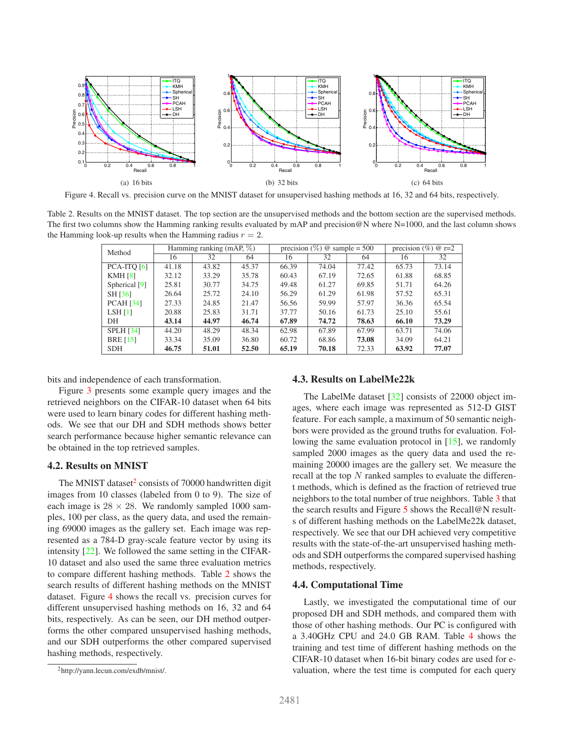(a) 16 bits

(b) 32 bits

(c) 64 bits

Figure 4. Recall vs. precision curve on the MNIST dataset for unsupervised hashing methods at 16, 32 and 64 bits, respectively.

Table 2. Results on the MNIST dataset. The top section are the unsupervised methods and the bottom section are the supervised methods. The first two columns show the Hamming ranking results evaluated by mAP and precision@N where N=1000, and the last column shows the Hamming look-up results when the Hamming radius $r = 2$.

| Method | Hamming ranking (mAP, %) | | | precision (%) @ sample = 500 | | | precision (%) @ r=2 | |
|---|---|---|---|---|---|---|---|---|
| | 16 | 32 | 64 | 16 | 32 | 64 | 16 | 32 |
| PCA-ITQ [6] | 41.18 | 43.82 | 45.37 | 66.39 | 74.04 | 77.42 | 65.73 | 73.14 |
| KMH [8] | 32.12 | 33.29 | 35.78 | 60.43 | 67.19 | 72.65 | 61.88 | 68.85 |
| Spherical [9] | 25.81 | 30.77 | 34.75 | 49.48 | 61.27 | 69.85 | 51.71 | 64.26 |
| SH [36] | 26.64 | 25.72 | 24.10 | 56.29 | 61.29 | 61.98 | 57.52 | 65.31 |
| PCAH [34] | 27.33 | 24.85 | 21.47 | 56.56 | 59.99 | 57.97 | 36.36 | 65.54 |
| LSH [1] | 20.88 | 25.83 | 31.71 | 37.77 | 50.16 | 61.73 | 25.10 | 55.61 |
| DH | **43.14** | **44.97** | **46.74** | **67.89** | **74.72** | **78.63** | **66.10** | **73.29** |
| SPLH [34] | 44.20 | 48.29 | 48.34 | 62.98 | 67.89 | 67.99 | 63.71 | 74.06 |
| BRE [15] | 33.34 | 35.09 | 36.80 | 60.72 | 68.86 | **73.08** | 34.09 | 64.21 |
| SDH | **46.75** | **51.01** | **52.50** | **65.19** | **70.18** | 72.33 | **63.92** | **77.07** |

bits and independence of each transformation.

Figure 3 presents some example query images and the retrieved neighbors on the CIFAR-10 dataset when 64 bits were used to learn binary codes for different hashing methods. We see that our DH and SDH methods shows better search performance because higher semantic relevance can be obtained in the top retrieved samples.

### 4.2. Results on MNIST

The MNIST dataset[2] consists of 70000 handwritten digit images from 10 classes (labeled from 0 to 9). The size of each image is $28 \times 28$. We randomly sampled 1000 samples, 100 per class, as the query data, and used the remaining 69000 images as the gallery set. Each image was represented as a 784-D gray-scale feature vector by using its intensity [22]. We followed the same setting in the CIFAR-10 dataset and also used the same three evaluation metrics to compare different hashing methods. Table 2 shows the search results of different hashing methods on the MNIST dataset. Figure 4 shows the recall vs. precision curves for different unsupervised hashing methods on 16, 32 and 64 bits, respectively. As can be seen, our DH method outperforms the other compared unsupervised hashing methods, and our SDH outperforms the other compared supervised hashing methods, respectively.

[2]http://yann.lecun.com/exdb/mnist/.

### 4.3. Results on LabelMe22k

The LabelMe dataset [32] consists of 22000 object images, where each image was represented as 512-D GIST feature. For each sample, a maximum of 50 semantic neighbors were provided as the ground truths for evaluation. Following the same evaluation protocol in [15], we randomly sampled 2000 images as the query data and used the remaining 20000 images are the gallery set. We measure the recall at the top $N$ ranked samples to evaluate the different methods, which is defined as the fraction of retrieved true neighbors to the total number of true neighbors. Table 3 that the search results and Figure 5 shows the Recall@N results of different hashing methods on the LabelMe22k dataset, respectively. We see that our DH achieved very competitive results with the state-of-the-art unsupervised hashing methods and SDH outperforms the compared supervised hashing methods, respectively.

### 4.4. Computational Time

Lastly, we investigated the computational time of our proposed DH and SDH methods, and compared them with those of other hashing methods. Our PC is configured with a 3.40GHz CPU and 24.0 GB RAM. Table 4 shows the training and test time of different hashing methods on the CIFAR-10 dataset when 16-bit binary codes are used for evaluation, where the test time is computed for each query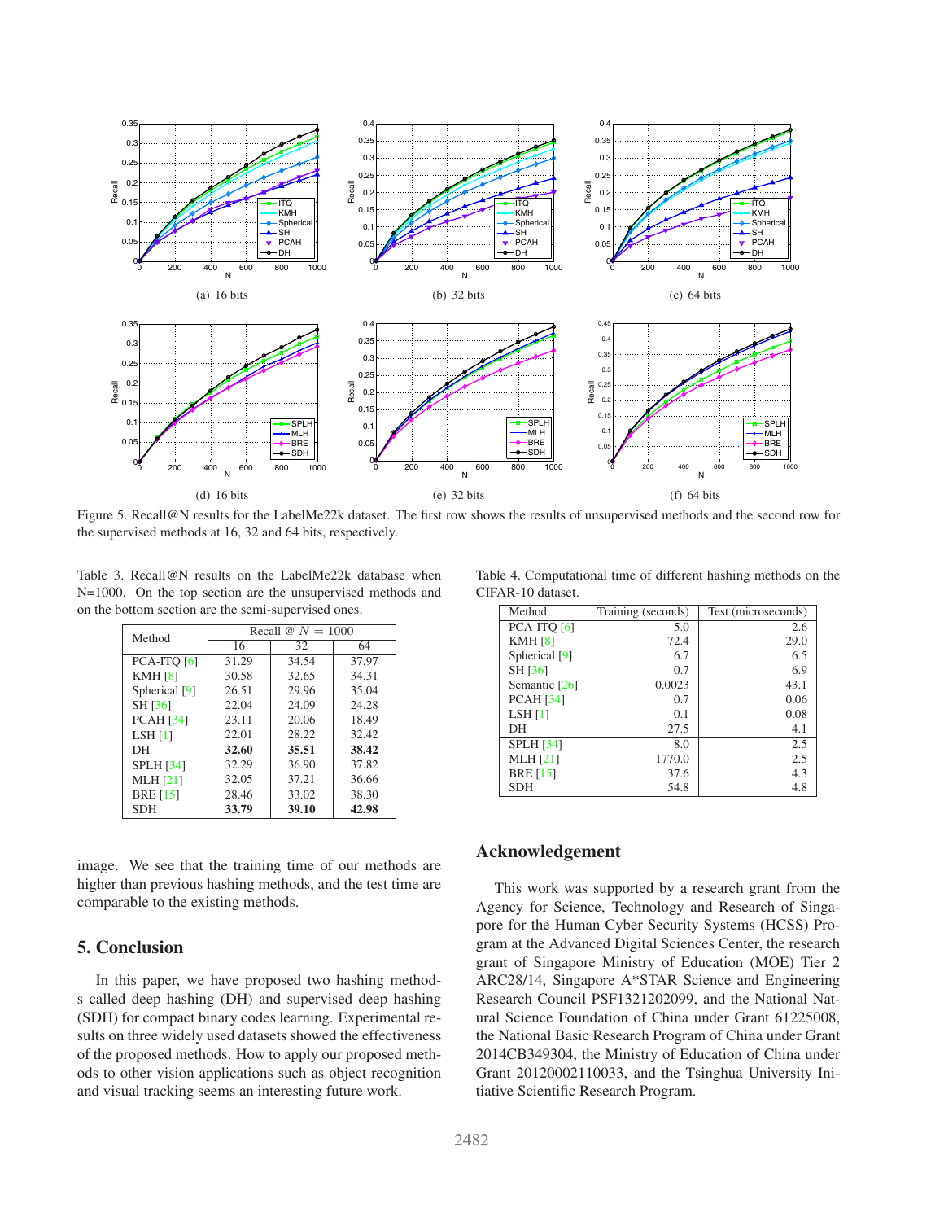(a) 16 bits

(b) 32 bits

(c) 64 bits

(d) 16 bits

(e) 32 bits

(f) 64 bits

Figure 5. Recall@N results for the LabelMe22k dataset. The first row shows the results of unsupervised methods and the second row for the supervised methods at 16, 32 and 64 bits, respectively.

Table 3. Recall@N results on the LabelMe22k database when N=1000. On the top section are the unsupervised methods and on the bottom section are the semi-supervised ones.

| Method | Recall @ $N = 1000$ | | |
|---|---|---|---|
| | 16 | 32 | 64 |
| PCA-ITQ [6] | 31.29 | 34.54 | 37.97 |
| KMH [8] | 30.58 | 32.65 | 34.31 |
| Spherical [9] | 26.51 | 29.96 | 35.04 |
| SH [36] | 22.04 | 24.09 | 24.28 |
| PCAH [34] | 23.11 | 20.06 | 18.49 |
| LSH [1] | 22.01 | 28.22 | 32.42 |
| DH | **32.60** | **35.51** | **38.42** |
| SPLH [34] | 32.29 | 36.90 | 37.82 |
| MLH [21] | 32.05 | 37.21 | 36.66 |
| BRE [15] | 28.46 | 33.02 | 38.30 |
| SDH | **33.79** | **39.10** | **42.98** |

Table 4. Computational time of different hashing methods on the CIFAR-10 dataset.

| Method | Training (seconds) | Test (microseconds) |
|---|---|---|
| PCA-ITQ [6] | 5.0 | 2.6 |
| KMH [8] | 72.4 | 29.0 |
| Spherical [9] | 6.7 | 6.5 |
| SH [36] | 0.7 | 6.9 |
| Semantic [26] | 0.0023 | 43.1 |
| PCAH [34] | 0.7 | 0.06 |
| LSH [1] | 0.1 | 0.08 |
| DH | 27.5 | 4.1 |
| SPLH [34] | 8.0 | 2.5 |
| MLH [21] | 1770.0 | 2.5 |
| BRE [15] | 37.6 | 4.3 |
| SDH | 54.8 | 4.8 |

image. We see that the training time of our methods are higher than previous hashing methods, and the test time are comparable to the existing methods.

## 5. Conclusion

In this paper, we have proposed two hashing methods called deep hashing (DH) and supervised deep hashing (SDH) for compact binary codes learning. Experimental results on three widely used datasets showed the effectiveness of the proposed methods. How to apply our proposed methods to other vision applications such as object recognition and visual tracking seems an interesting future work.

## Acknowledgement

This work was supported by a research grant from the Agency for Science, Technology and Research of Singapore for the Human Cyber Security Systems (HCSS) Program at the Advanced Digital Sciences Center, the research grant of Singapore Ministry of Education (MOE) Tier 2 ARC28/14, Singapore A*STAR Science and Engineering Research Council PSF1321202099, and the National Natural Science Foundation of China under Grant 61225008, the National Basic Research Program of China under Grant 2014CB349304, the Ministry of Education of China under Grant 20120002110033, and the Tsinghua University Initiative Scientific Research Program.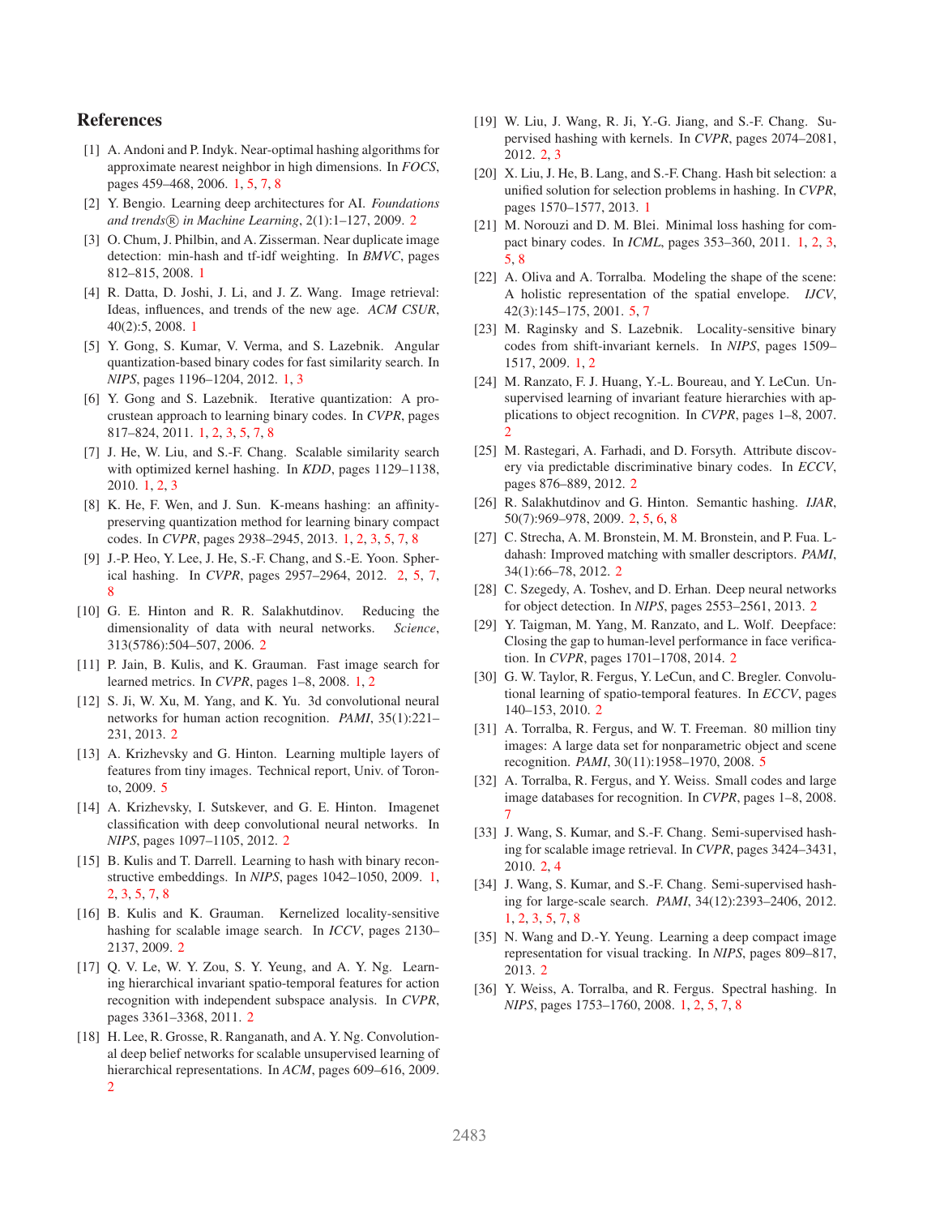## References

[1] A. Andoni and P. Indyk. Near-optimal hashing algorithms for approximate nearest neighbor in high dimensions. In *FOCS*, pages 459–468, 2006. 1, 5, 7, 8

[2] Y. Bengio. Learning deep architectures for AI. *Foundations and trends® in Machine Learning*, 2(1):1–127, 2009. 2

[3] O. Chum, J. Philbin, and A. Zisserman. Near duplicate image detection: min-hash and tf-idf weighting. In *BMVC*, pages 812–815, 2008. 1

[4] R. Datta, D. Joshi, J. Li, and J. Z. Wang. Image retrieval: Ideas, influences, and trends of the new age. *ACM CSUR*, 40(2):5, 2008. 1

[5] Y. Gong, S. Kumar, V. Verma, and S. Lazebnik. Angular quantization-based binary codes for fast similarity search. In *NIPS*, pages 1196–1204, 2012. 1, 3

[6] Y. Gong and S. Lazebnik. Iterative quantization: A procrustean approach to learning binary codes. In *CVPR*, pages 817–824, 2011. 1, 2, 3, 5, 7, 8

[7] J. He, W. Liu, and S.-F. Chang. Scalable similarity search with optimized kernel hashing. In *KDD*, pages 1129–1138, 2010. 1, 2, 3

[8] K. He, F. Wen, and J. Sun. K-means hashing: an affinity-preserving quantization method for learning binary compact codes. In *CVPR*, pages 2938–2945, 2013. 1, 2, 3, 5, 7, 8

[9] J.-P. Heo, Y. Lee, J. He, S.-F. Chang, and S.-E. Yoon. Spherical hashing. In *CVPR*, pages 2957–2964, 2012. 2, 5, 7, 8

[10] G. E. Hinton and R. R. Salakhutdinov. Reducing the dimensionality of data with neural networks. *Science*, 313(5786):504–507, 2006. 2

[11] P. Jain, B. Kulis, and K. Grauman. Fast image search for learned metrics. In *CVPR*, pages 1–8, 2008. 1, 2

[12] S. Ji, W. Xu, M. Yang, and K. Yu. 3d convolutional neural networks for human action recognition. *PAMI*, 35(1):221–231, 2013. 2

[13] A. Krizhevsky and G. Hinton. Learning multiple layers of features from tiny images. Technical report, Univ. of Toronto, 2009. 5

[14] A. Krizhevsky, I. Sutskever, and G. E. Hinton. Imagenet classification with deep convolutional neural networks. In *NIPS*, pages 1097–1105, 2012. 2

[15] B. Kulis and T. Darrell. Learning to hash with binary reconstructive embeddings. In *NIPS*, pages 1042–1050, 2009. 1, 2, 3, 5, 7, 8

[16] B. Kulis and K. Grauman. Kernelized locality-sensitive hashing for scalable image search. In *ICCV*, pages 2130–2137, 2009. 2

[17] Q. V. Le, W. Y. Zou, S. Y. Yeung, and A. Y. Ng. Learning hierarchical invariant spatio-temporal features for action recognition with independent subspace analysis. In *CVPR*, pages 3361–3368, 2011. 2

[18] H. Lee, R. Grosse, R. Ranganath, and A. Y. Ng. Convolutional deep belief networks for scalable unsupervised learning of hierarchical representations. In *ACM*, pages 609–616, 2009. 2

[19] W. Liu, J. Wang, R. Ji, Y.-G. Jiang, and S.-F. Chang. Supervised hashing with kernels. In *CVPR*, pages 2074–2081, 2012. 2, 3

[20] X. Liu, J. He, B. Lang, and S.-F. Chang. Hash bit selection: a unified solution for selection problems in hashing. In *CVPR*, pages 1570–1577, 2013. 1

[21] M. Norouzi and D. M. Blei. Minimal loss hashing for compact binary codes. In *ICML*, pages 353–360, 2011. 1, 2, 3, 5, 8

[22] A. Oliva and A. Torralba. Modeling the shape of the scene: A holistic representation of the spatial envelope. *IJCV*, 42(3):145–175, 2001. 5, 7

[23] M. Raginsky and S. Lazebnik. Locality-sensitive binary codes from shift-invariant kernels. In *NIPS*, pages 1509–1517, 2009. 1, 2

[24] M. Ranzato, F. J. Huang, Y.-L. Boureau, and Y. LeCun. Unsupervised learning of invariant feature hierarchies with applications to object recognition. In *CVPR*, pages 1–8, 2007. 2

[25] M. Rastegari, A. Farhadi, and D. Forsyth. Attribute discovery via predictable discriminative binary codes. In *ECCV*, pages 876–889, 2012. 2

[26] R. Salakhutdinov and G. Hinton. Semantic hashing. *IJAR*, 50(7):969–978, 2009. 2, 5, 6, 8

[27] C. Strecha, A. M. Bronstein, M. M. Bronstein, and P. Fua. L-dahash: Improved matching with smaller descriptors. *PAMI*, 34(1):66–78, 2012. 2

[28] C. Szegedy, A. Toshev, and D. Erhan. Deep neural networks for object detection. In *NIPS*, pages 2553–2561, 2013. 2

[29] Y. Taigman, M. Yang, M. Ranzato, and L. Wolf. Deepface: Closing the gap to human-level performance in face verification. In *CVPR*, pages 1701–1708, 2014. 2

[30] G. W. Taylor, R. Fergus, Y. LeCun, and C. Bregler. Convolutional learning of spatio-temporal features. In *ECCV*, pages 140–153, 2010. 2

[31] A. Torralba, R. Fergus, and W. T. Freeman. 80 million tiny images: A large data set for nonparametric object and scene recognition. *PAMI*, 30(11):1958–1970, 2008. 5

[32] A. Torralba, R. Fergus, and Y. Weiss. Small codes and large image databases for recognition. In *CVPR*, pages 1–8, 2008. 7

[33] J. Wang, S. Kumar, and S.-F. Chang. Semi-supervised hashing for scalable image retrieval. In *CVPR*, pages 3424–3431, 2010. 2, 4

[34] J. Wang, S. Kumar, and S.-F. Chang. Semi-supervised hashing for large-scale search. *PAMI*, 34(12):2393–2406, 2012. 1, 2, 3, 5, 7, 8

[35] N. Wang and D.-Y. Yeung. Learning a deep compact image representation for visual tracking. In *NIPS*, pages 809–817, 2013. 2

[36] Y. Weiss, A. Torralba, and R. Fergus. Spectral hashing. In *NIPS*, pages 1753–1760, 2008. 1, 2, 5, 7, 8